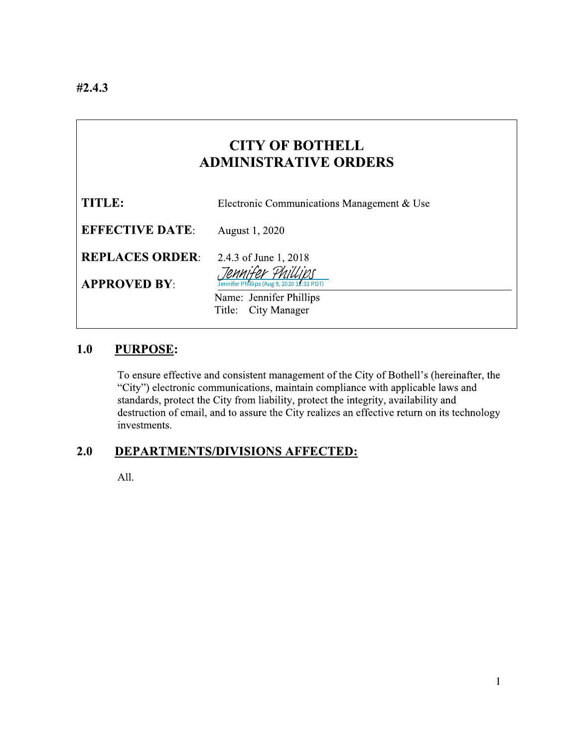#2.4.3

# CITY OF BOTHELL
# ADMINISTRATIVE ORDERS

| | |
|---|---|
| **TITLE:** | Electronic Communications Management & Use |
| **EFFECTIVE DATE**: | August 1, 2020 |
| **REPLACES ORDER**: | 2.4.3 of June 1, 2018 |
| **APPROVED BY**: | Jennifer Phillips<br>Jennifer Phillips (Aug 9, 2020 12:31 PDT)<br>Name: Jennifer Phillips<br>Title: City Manager |

## 1.0 PURPOSE:

To ensure effective and consistent management of the City of Bothell's (hereinafter, the "City") electronic communications, maintain compliance with applicable laws and standards, protect the City from liability, protect the integrity, availability and destruction of email, and to assure the City realizes an effective return on its technology investments.

## 2.0 DEPARTMENTS/DIVISIONS AFFECTED:

All.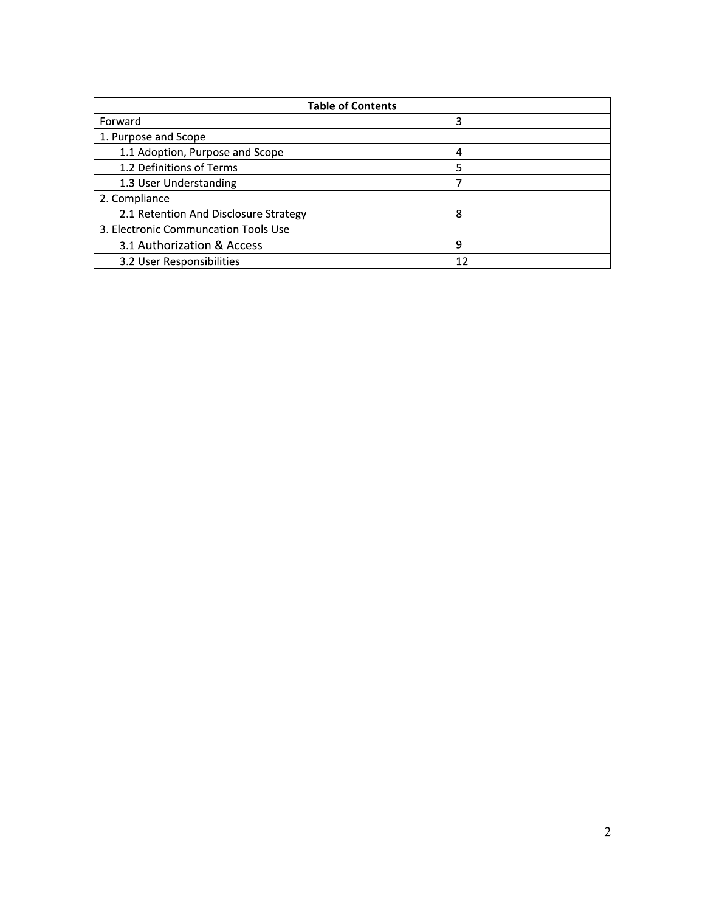| Table of Contents | |
|---|---|
| Forward | 3 |
| 1. Purpose and Scope | |
| 1.1 Adoption, Purpose and Scope | 4 |
| 1.2 Definitions of Terms | 5 |
| 1.3 User Understanding | 7 |
| 2. Compliance | |
| 2.1 Retention And Disclosure Strategy | 8 |
| 3. Electronic Communcation Tools Use | |
| 3.1 Authorization & Access | 9 |
| 3.2 User Responsibilities | 12 |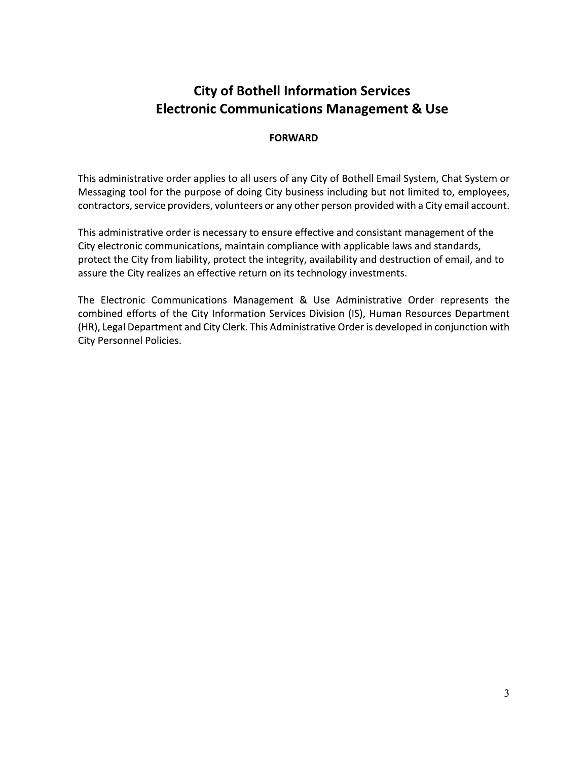# City of Bothell Information Services
# Electronic Communications Management & Use

**FORWARD**

This administrative order applies to all users of any City of Bothell Email System, Chat System or Messaging tool for the purpose of doing City business including but not limited to, employees, contractors, service providers, volunteers or any other person provided with a City email account.

This administrative order is necessary to ensure effective and consistant management of the City electronic communications, maintain compliance with applicable laws and standards, protect the City from liability, protect the integrity, availability and destruction of email, and to assure the City realizes an effective return on its technology investments.

The Electronic Communications Management & Use Administrative Order represents the combined efforts of the City Information Services Division (IS), Human Resources Department (HR), Legal Department and City Clerk. This Administrative Order is developed in conjunction with City Personnel Policies.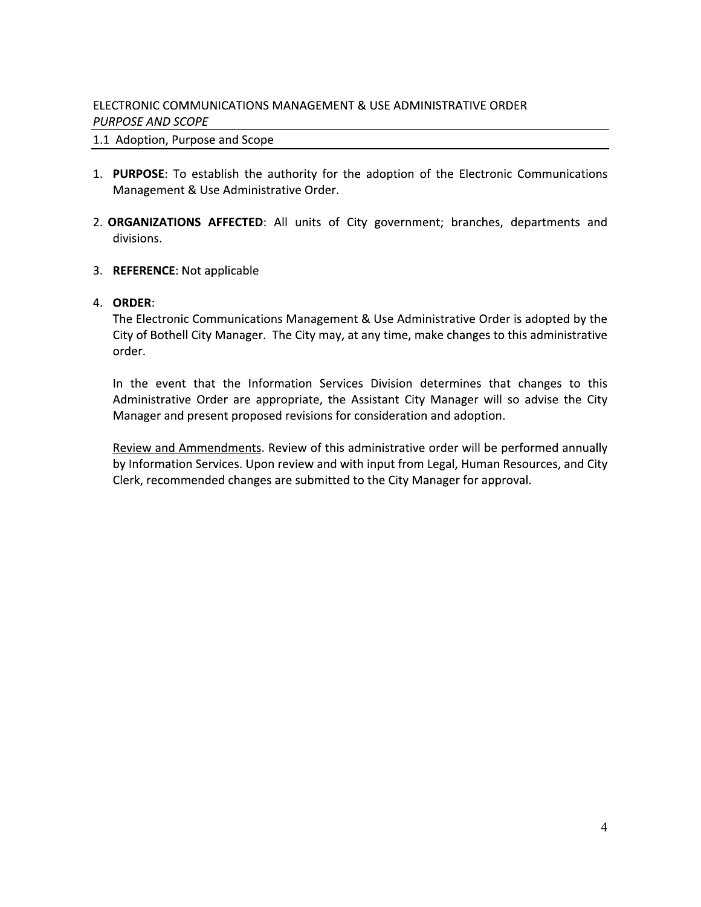ELECTRONIC COMMUNICATIONS MANAGEMENT & USE ADMINISTRATIVE ORDER

*PURPOSE AND SCOPE*

## 1.1 Adoption, Purpose and Scope

1. **PURPOSE**: To establish the authority for the adoption of the Electronic Communications Management & Use Administrative Order.

2. **ORGANIZATIONS AFFECTED**: All units of City government; branches, departments and divisions.

3. **REFERENCE**: Not applicable

4. **ORDER**:

   The Electronic Communications Management & Use Administrative Order is adopted by the City of Bothell City Manager. The City may, at any time, make changes to this administrative order.

   In the event that the Information Services Division determines that changes to this Administrative Order are appropriate, the Assistant City Manager will so advise the City Manager and present proposed revisions for consideration and adoption.

   <u>Review and Ammendments</u>. Review of this administrative order will be performed annually by Information Services. Upon review and with input from Legal, Human Resources, and City Clerk, recommended changes are submitted to the City Manager for approval.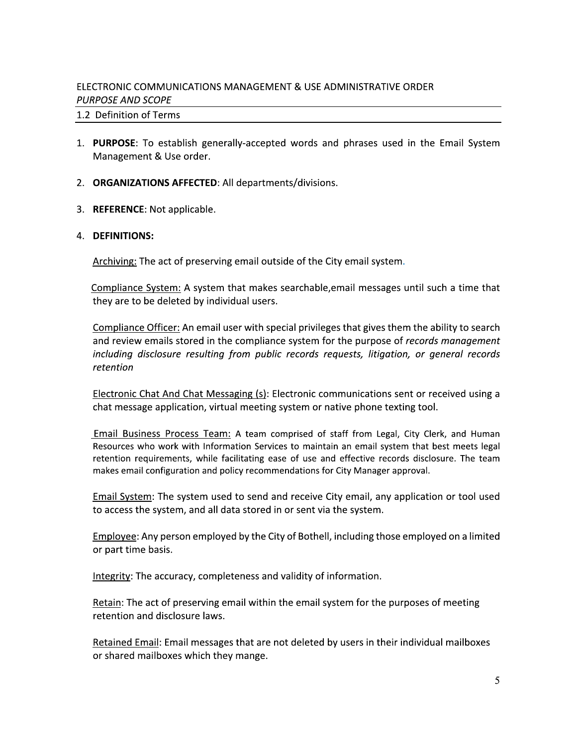ELECTRONIC COMMUNICATIONS MANAGEMENT & USE ADMINISTRATIVE ORDER

*PURPOSE AND SCOPE*

1.2 Definition of Terms

1. **PURPOSE**: To establish generally-accepted words and phrases used in the Email System Management & Use order.

2. **ORGANIZATIONS AFFECTED**: All departments/divisions.

3. **REFERENCE**: Not applicable.

4. **DEFINITIONS:**

   Archiving: The act of preserving email outside of the City email system.

   Compliance System: A system that makes searchable,email messages until such a time that they are to be deleted by individual users.

   Compliance Officer: An email user with special privileges that gives them the ability to search and review emails stored in the compliance system for the purpose of *records management including disclosure resulting from public records requests, litigation, or general records retention*

   Electronic Chat And Chat Messaging (s): Electronic communications sent or received using a chat message application, virtual meeting system or native phone texting tool.

   Email Business Process Team: A team comprised of staff from Legal, City Clerk, and Human Resources who work with Information Services to maintain an email system that best meets legal retention requirements, while facilitating ease of use and effective records disclosure. The team makes email configuration and policy recommendations for City Manager approval.

   Email System: The system used to send and receive City email, any application or tool used to access the system, and all data stored in or sent via the system.

   Employee: Any person employed by the City of Bothell, including those employed on a limited or part time basis.

   Integrity: The accuracy, completeness and validity of information.

   Retain: The act of preserving email within the email system for the purposes of meeting retention and disclosure laws.

   Retained Email: Email messages that are not deleted by users in their individual mailboxes or shared mailboxes which they mange.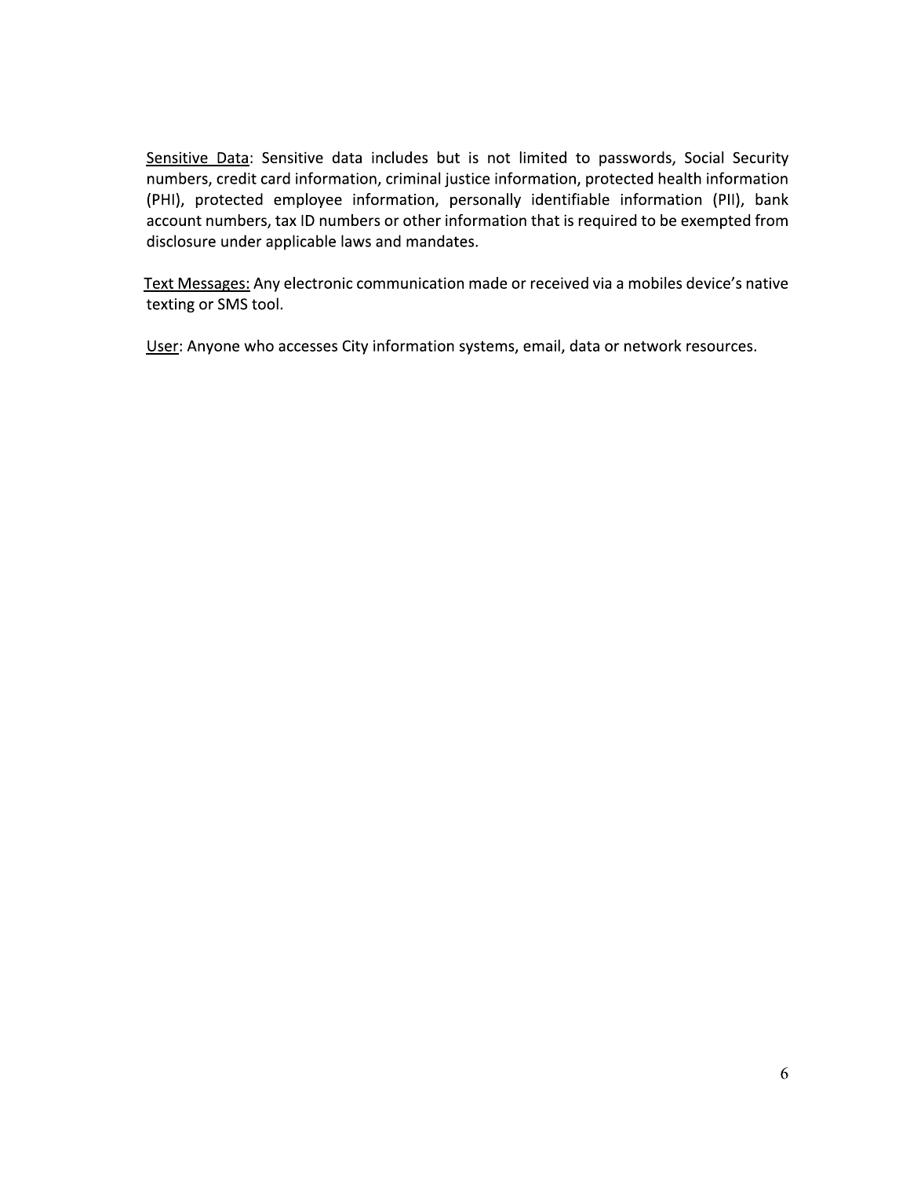<u>Sensitive Data</u>: Sensitive data includes but is not limited to passwords, Social Security numbers, credit card information, criminal justice information, protected health information (PHI), protected employee information, personally identifiable information (PII), bank account numbers, tax ID numbers or other information that is required to be exempted from disclosure under applicable laws and mandates.

<u>Text Messages:</u> Any electronic communication made or received via a mobiles device's native texting or SMS tool.

<u>User</u>: Anyone who accesses City information systems, email, data or network resources.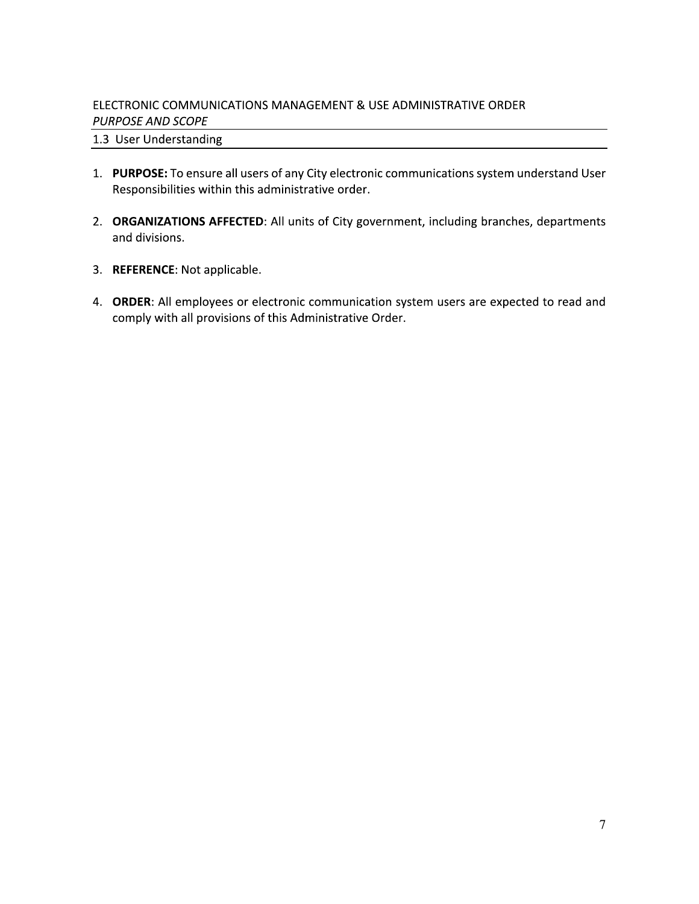ELECTRONIC COMMUNICATIONS MANAGEMENT & USE ADMINISTRATIVE ORDER

*PURPOSE AND SCOPE*

## 1.3 User Understanding

1. **PURPOSE:** To ensure all users of any City electronic communications system understand User Responsibilities within this administrative order.

2. **ORGANIZATIONS AFFECTED**: All units of City government, including branches, departments and divisions.

3. **REFERENCE**: Not applicable.

4. **ORDER**: All employees or electronic communication system users are expected to read and comply with all provisions of this Administrative Order.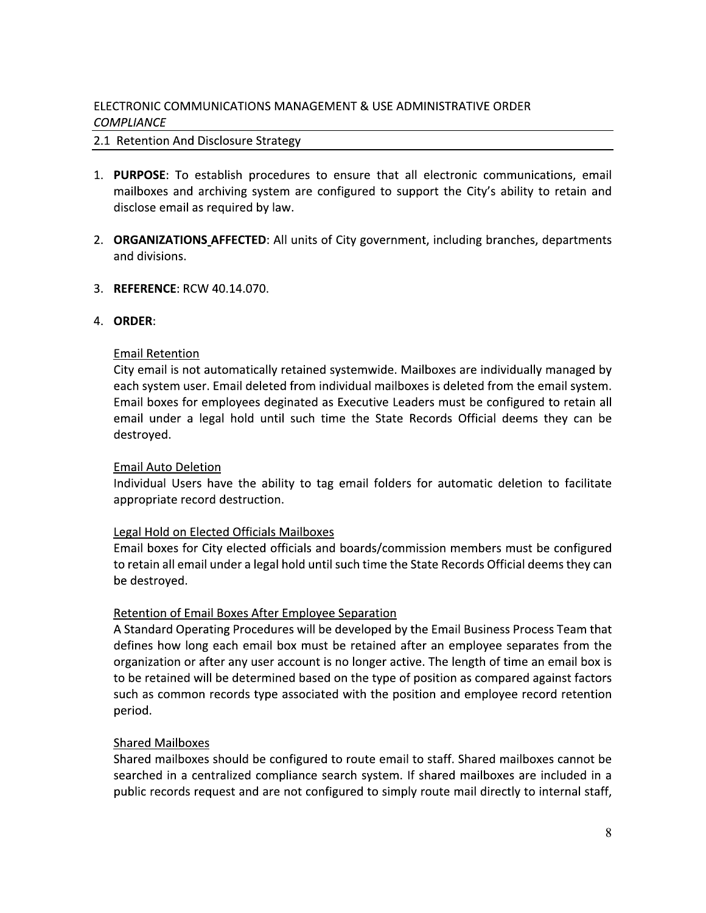ELECTRONIC COMMUNICATIONS MANAGEMENT & USE ADMINISTRATIVE ORDER
*COMPLIANCE*

2.1 Retention And Disclosure Strategy

1. **PURPOSE**: To establish procedures to ensure that all electronic communications, email mailboxes and archiving system are configured to support the City's ability to retain and disclose email as required by law.

2. **ORGANIZATIONS AFFECTED**: All units of City government, including branches, departments and divisions.

3. **REFERENCE**: RCW 40.14.070.

4. **ORDER**:

   Email Retention
   City email is not automatically retained systemwide. Mailboxes are individually managed by each system user. Email deleted from individual mailboxes is deleted from the email system. Email boxes for employees deginated as Executive Leaders must be configured to retain all email under a legal hold until such time the State Records Official deems they can be destroyed.

   Email Auto Deletion
   Individual Users have the ability to tag email folders for automatic deletion to facilitate appropriate record destruction.

   Legal Hold on Elected Officials Mailboxes
   Email boxes for City elected officials and boards/commission members must be configured to retain all email under a legal hold until such time the State Records Official deems they can be destroyed.

   Retention of Email Boxes After Employee Separation
   A Standard Operating Procedures will be developed by the Email Business Process Team that defines how long each email box must be retained after an employee separates from the organization or after any user account is no longer active. The length of time an email box is to be retained will be determined based on the type of position as compared against factors such as common records type associated with the position and employee record retention period.

   Shared Mailboxes
   Shared mailboxes should be configured to route email to staff. Shared mailboxes cannot be searched in a centralized compliance search system. If shared mailboxes are included in a public records request and are not configured to simply route mail directly to internal staff,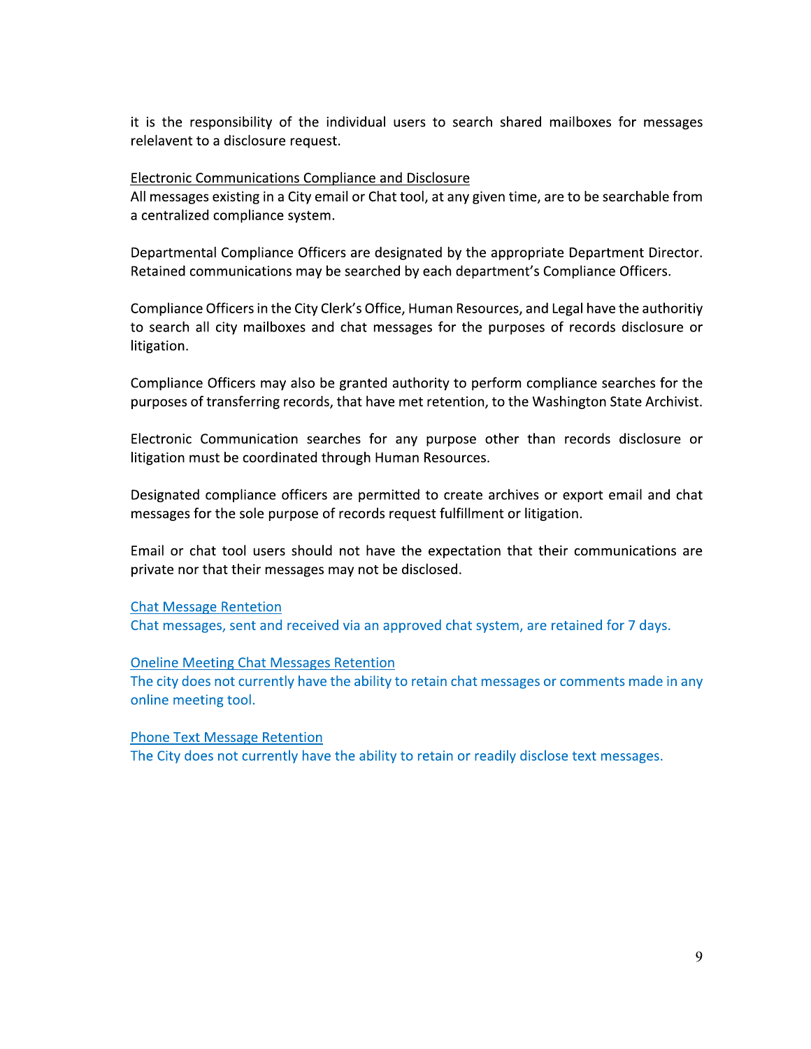it is the responsibility of the individual users to search shared mailboxes for messages relelavent to a disclosure request.

<u>Electronic Communications Compliance and Disclosure</u>
All messages existing in a City email or Chat tool, at any given time, are to be searchable from a centralized compliance system.

Departmental Compliance Officers are designated by the appropriate Department Director. Retained communications may be searched by each department's Compliance Officers.

Compliance Officers in the City Clerk's Office, Human Resources, and Legal have the authoritiy to search all city mailboxes and chat messages for the purposes of records disclosure or litigation.

Compliance Officers may also be granted authority to perform compliance searches for the purposes of transferring records, that have met retention, to the Washington State Archivist.

Electronic Communication searches for any purpose other than records disclosure or litigation must be coordinated through Human Resources.

Designated compliance officers are permitted to create archives or export email and chat messages for the sole purpose of records request fulfillment or litigation.

Email or chat tool users should not have the expectation that their communications are private nor that their messages may not be disclosed.

<u>Chat Message Rentetion</u>
Chat messages, sent and received via an approved chat system, are retained for 7 days.

<u>Oneline Meeting Chat Messages Retention</u>
The city does not currently have the ability to retain chat messages or comments made in any online meeting tool.

<u>Phone Text Message Retention</u>
The City does not currently have the ability to retain or readily disclose text messages.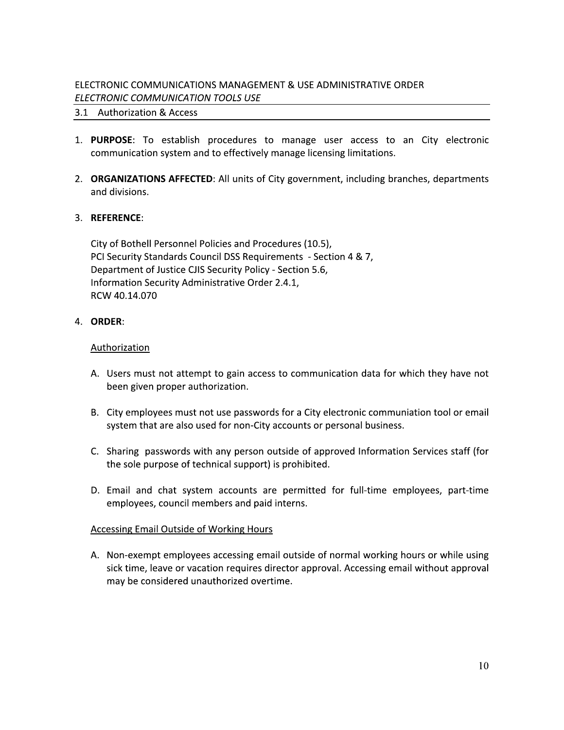ELECTRONIC COMMUNICATIONS MANAGEMENT & USE ADMINISTRATIVE ORDER
*ELECTRONIC COMMUNICATION TOOLS USE*

## 3.1 Authorization & Access

1. **PURPOSE**: To establish procedures to manage user access to an City electronic communication system and to effectively manage licensing limitations.

2. **ORGANIZATIONS AFFECTED**: All units of City government, including branches, departments and divisions.

3. **REFERENCE**:

   City of Bothell Personnel Policies and Procedures (10.5),
   PCI Security Standards Council DSS Requirements - Section 4 & 7,
   Department of Justice CJIS Security Policy - Section 5.6,
   Information Security Administrative Order 2.4.1,
   RCW 40.14.070

4. **ORDER**:

   Authorization

   A. Users must not attempt to gain access to communication data for which they have not been given proper authorization.

   B. City employees must not use passwords for a City electronic communiation tool or email system that are also used for non-City accounts or personal business.

   C. Sharing passwords with any person outside of approved Information Services staff (for the sole purpose of technical support) is prohibited.

   D. Email and chat system accounts are permitted for full-time employees, part-time employees, council members and paid interns.

   Accessing Email Outside of Working Hours

   A. Non-exempt employees accessing email outside of normal working hours or while using sick time, leave or vacation requires director approval. Accessing email without approval may be considered unauthorized overtime.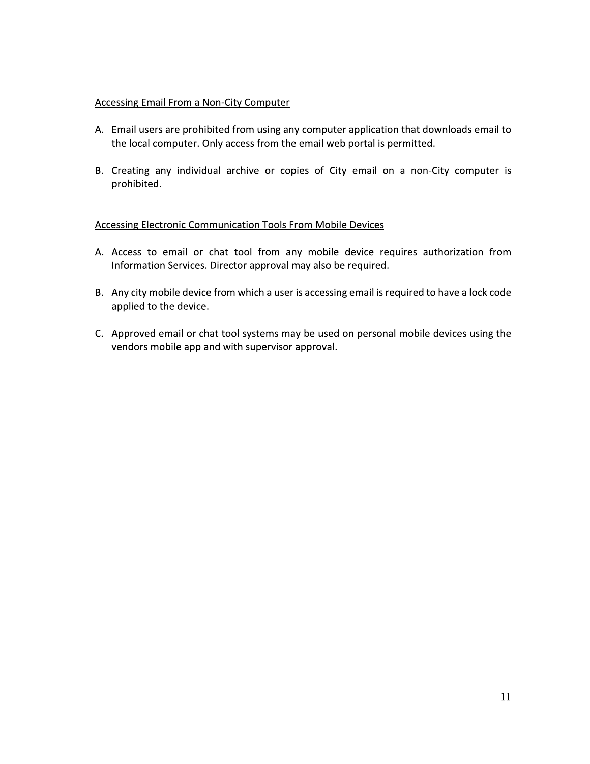<u>Accessing Email From a Non-City Computer</u>

A. Email users are prohibited from using any computer application that downloads email to the local computer. Only access from the email web portal is permitted.

B. Creating any individual archive or copies of City email on a non-City computer is prohibited.

<u>Accessing Electronic Communication Tools From Mobile Devices</u>

A. Access to email or chat tool from any mobile device requires authorization from Information Services. Director approval may also be required.

B. Any city mobile device from which a user is accessing email is required to have a lock code applied to the device.

C. Approved email or chat tool systems may be used on personal mobile devices using the vendors mobile app and with supervisor approval.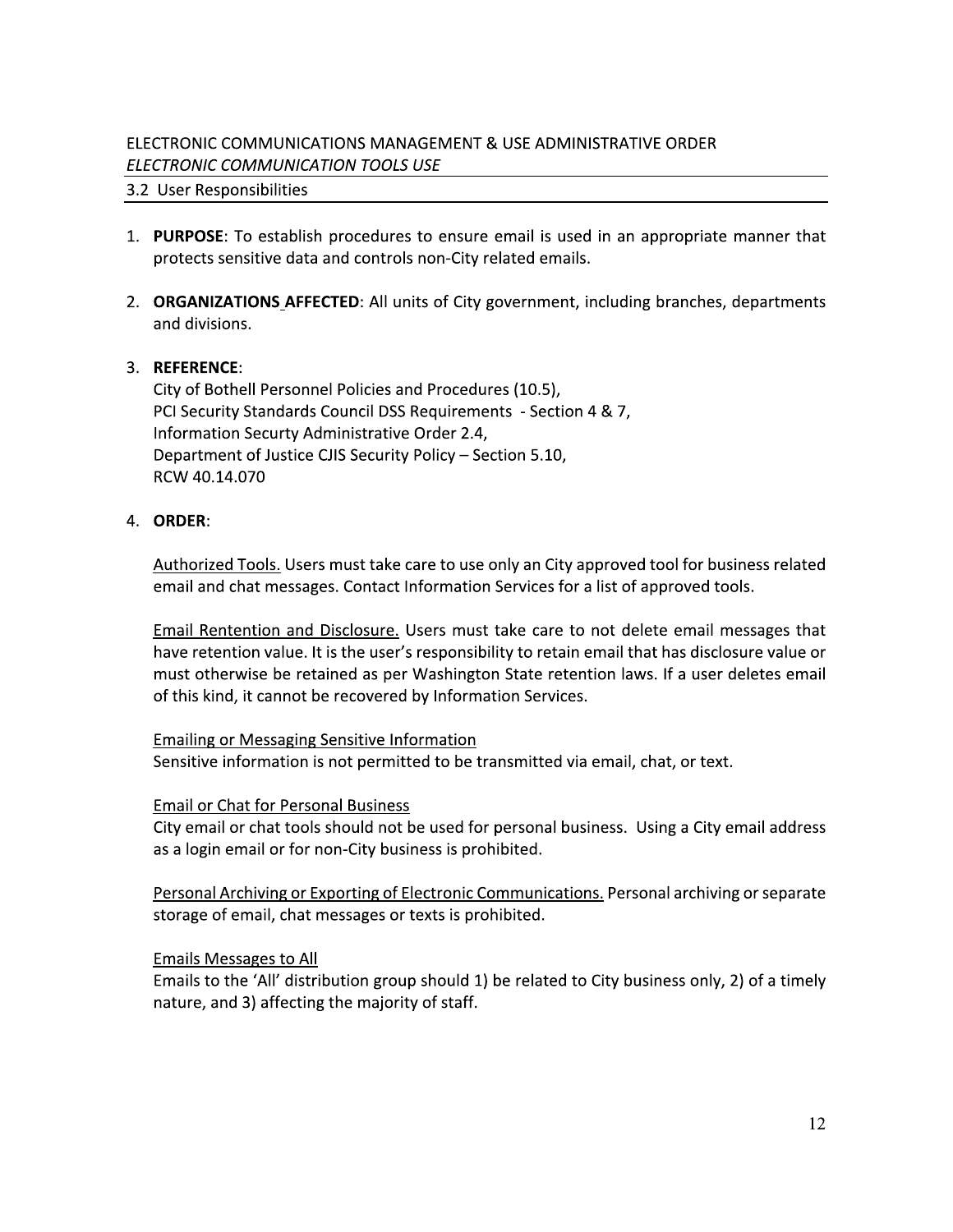ELECTRONIC COMMUNICATIONS MANAGEMENT & USE ADMINISTRATIVE ORDER

*ELECTRONIC COMMUNICATION TOOLS USE*

3.2 User Responsibilities

1. **PURPOSE**: To establish procedures to ensure email is used in an appropriate manner that protects sensitive data and controls non-City related emails.

2. **ORGANIZATIONS AFFECTED**: All units of City government, including branches, departments and divisions.

3. **REFERENCE**:
   City of Bothell Personnel Policies and Procedures (10.5),
   PCI Security Standards Council DSS Requirements - Section 4 & 7,
   Information Securty Administrative Order 2.4,
   Department of Justice CJIS Security Policy – Section 5.10,
   RCW 40.14.070

4. **ORDER**:

   Authorized Tools. Users must take care to use only an City approved tool for business related email and chat messages. Contact Information Services for a list of approved tools.

   Email Rentention and Disclosure. Users must take care to not delete email messages that have retention value. It is the user's responsibility to retain email that has disclosure value or must otherwise be retained as per Washington State retention laws. If a user deletes email of this kind, it cannot be recovered by Information Services.

   Emailing or Messaging Sensitive Information
   Sensitive information is not permitted to be transmitted via email, chat, or text.

   Email or Chat for Personal Business
   City email or chat tools should not be used for personal business. Using a City email address as a login email or for non-City business is prohibited.

   Personal Archiving or Exporting of Electronic Communications. Personal archiving or separate storage of email, chat messages or texts is prohibited.

   Emails Messages to All
   Emails to the 'All' distribution group should 1) be related to City business only, 2) of a timely nature, and 3) affecting the majority of staff.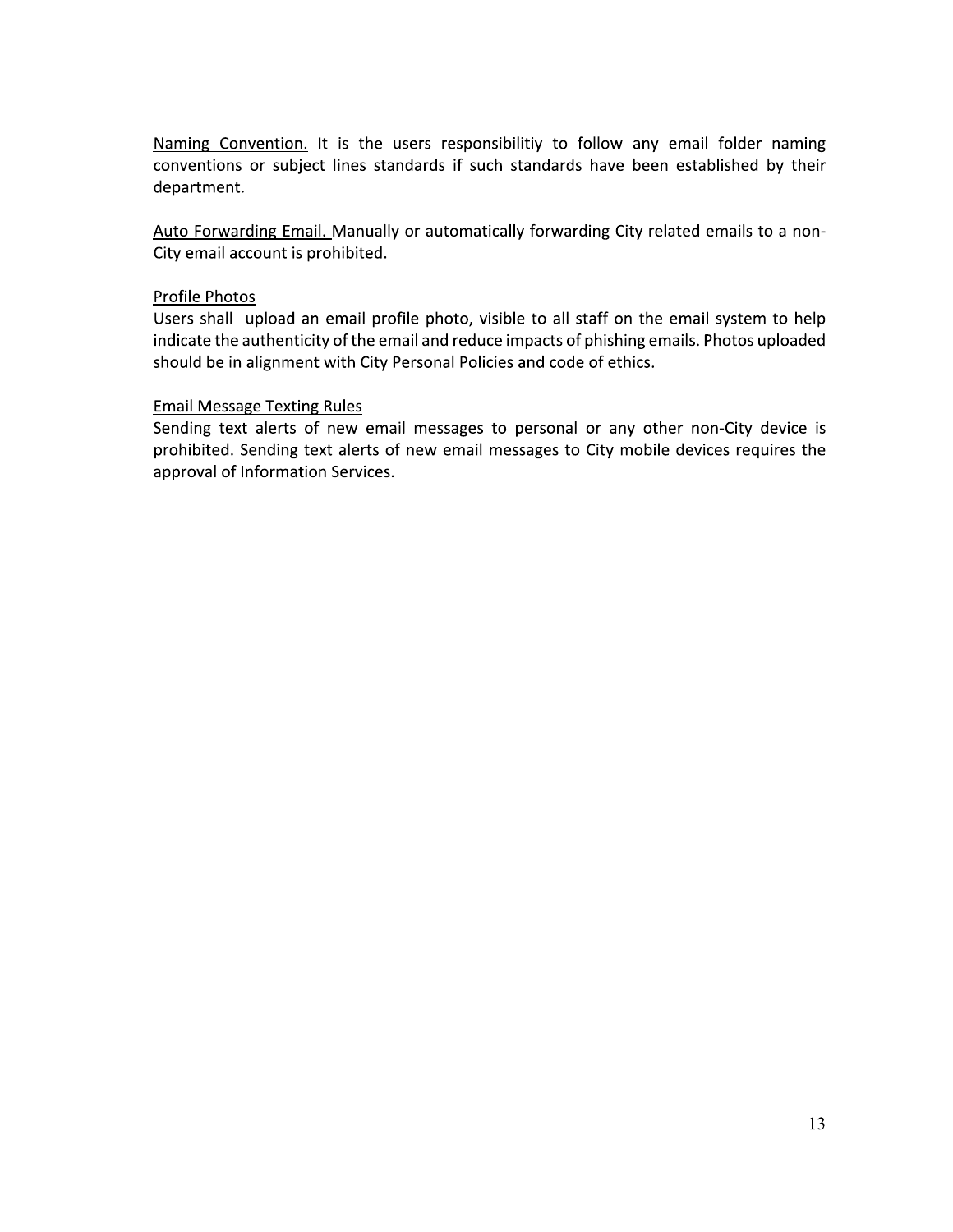Naming Convention. It is the users responsibilitiy to follow any email folder naming conventions or subject lines standards if such standards have been established by their department.

Auto Forwarding Email. Manually or automatically forwarding City related emails to a non-City email account is prohibited.

Profile Photos

Users shall upload an email profile photo, visible to all staff on the email system to help indicate the authenticity of the email and reduce impacts of phishing emails. Photos uploaded should be in alignment with City Personal Policies and code of ethics.

Email Message Texting Rules

Sending text alerts of new email messages to personal or any other non-City device is prohibited. Sending text alerts of new email messages to City mobile devices requires the approval of Information Services.